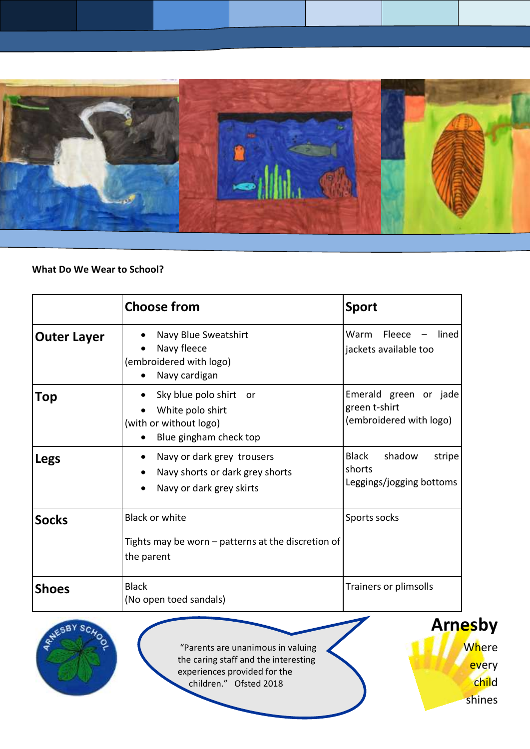**What Do We Wear to School?**

| | Choose from | Sport |
|---|---|---|
| **Outer Layer** | • Navy Blue Sweatshirt<br>• Navy fleece<br>(embroidered with logo)<br>• Navy cardigan | Warm Fleece – lined jackets available too |
| **Top** | • Sky blue polo shirt or<br>• White polo shirt<br>(with or without logo)<br>• Blue gingham check top | Emerald green or jade green t-shirt<br>(embroidered with logo) |
| **Legs** | • Navy or dark grey trousers<br>• Navy shorts or dark grey shorts<br>• Navy or dark grey skirts | Black shadow stripe shorts<br>Leggings/jogging bottoms |
| **Socks** | Black or white<br><br>Tights may be worn – patterns at the discretion of the parent | Sports socks |
| **Shoes** | Black<br>(No open toed sandals) | Trainers or plimsolls |

"Parents are unanimous in valuing the caring staff and the interesting experiences provided for the children." Ofsted 2018

**Arnesby**

Where every child shines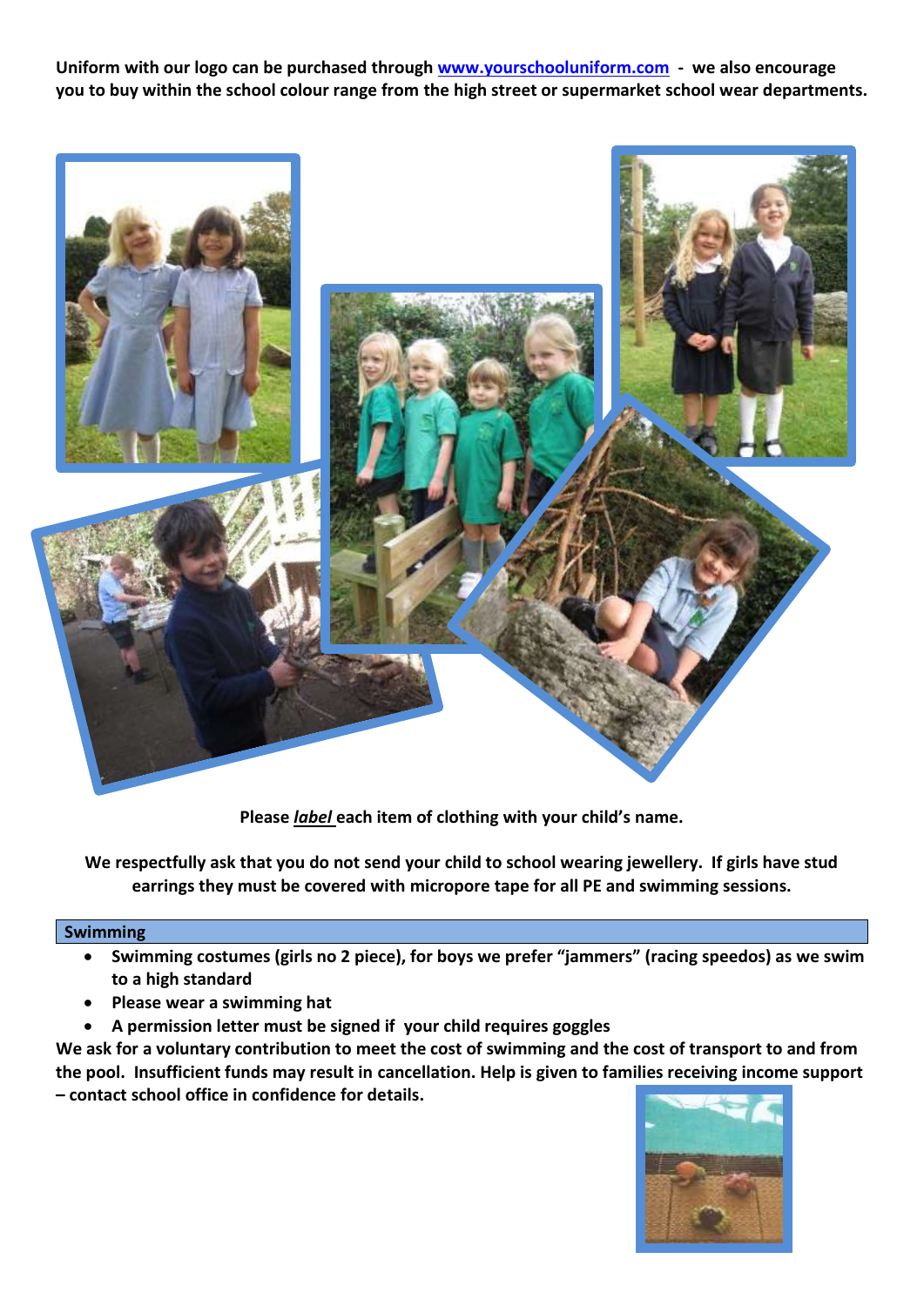**Uniform with our logo can be purchased through [www.yourschooluniform.com](http://www.yourschooluniform.com) - we also encourage you to buy within the school colour range from the high street or supermarket school wear departments.**

**Please *label* each item of clothing with your child's name.**

**We respectfully ask that you do not send your child to school wearing jewellery. If girls have stud earrings they must be covered with micropore tape for all PE and swimming sessions.**

## Swimming

- **Swimming costumes (girls no 2 piece), for boys we prefer "jammers" (racing speedos) as we swim to a high standard**
- **Please wear a swimming hat**
- **A permission letter must be signed if your child requires goggles**

**We ask for a voluntary contribution to meet the cost of swimming and the cost of transport to and from the pool. Insufficient funds may result in cancellation. Help is given to families receiving income support – contact school office in confidence for details.**